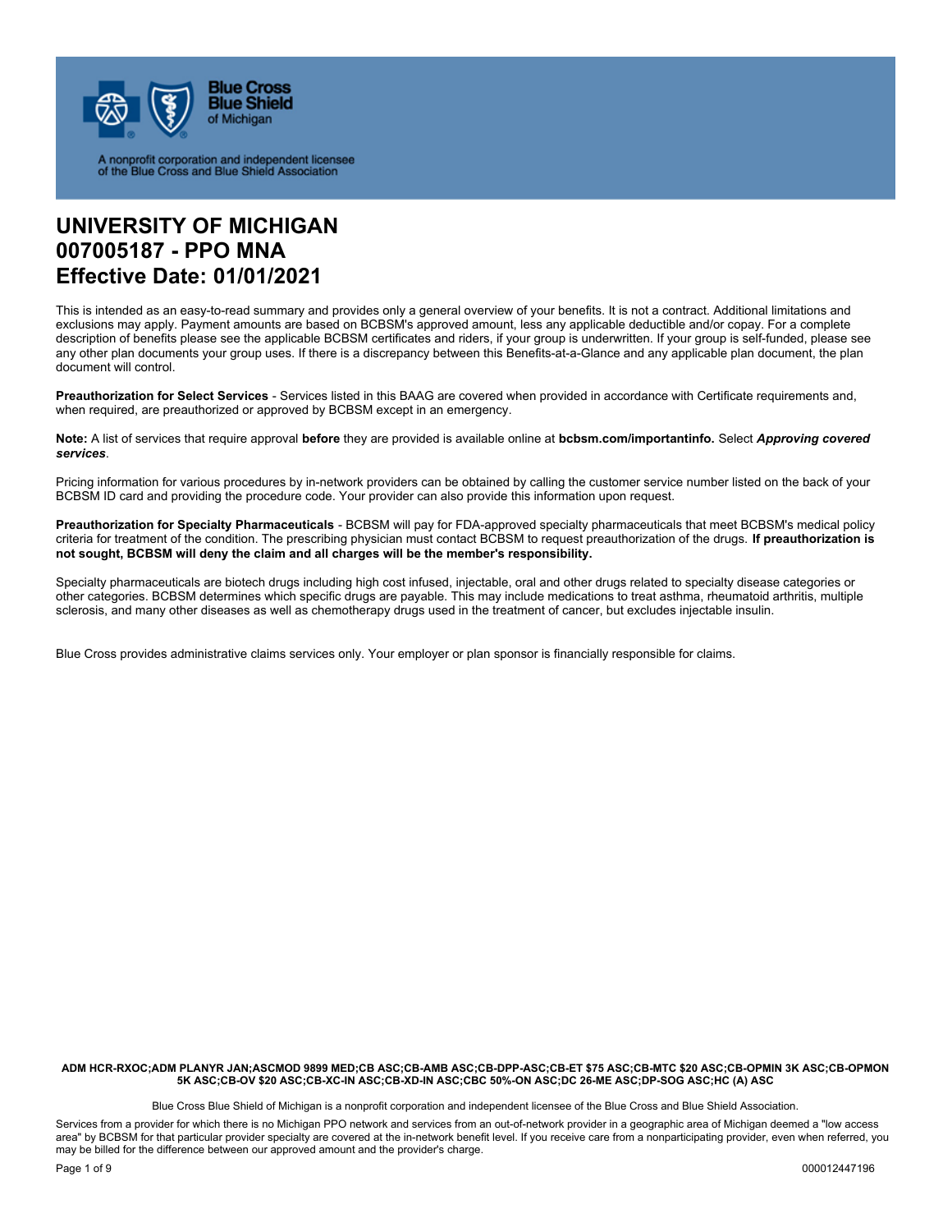Blue Cross Blue Shield of Michigan

A nonprofit corporation and independent licensee of the Blue Cross and Blue Shield Association

# UNIVERSITY OF MICHIGAN
# 007005187 - PPO MNA
# Effective Date: 01/01/2021

This is intended as an easy-to-read summary and provides only a general overview of your benefits. It is not a contract. Additional limitations and exclusions may apply. Payment amounts are based on BCBSM's approved amount, less any applicable deductible and/or copay. For a complete description of benefits please see the applicable BCBSM certificates and riders, if your group is underwritten. If your group is self-funded, please see any other plan documents your group uses. If there is a discrepancy between this Benefits-at-a-Glance and any applicable plan document, the plan document will control.

**Preauthorization for Select Services** - Services listed in this BAAG are covered when provided in accordance with Certificate requirements and, when required, are preauthorized or approved by BCBSM except in an emergency.

**Note:** A list of services that require approval **before** they are provided is available online at **bcbsm.com/importantinfo.** Select ***Approving covered services***.

Pricing information for various procedures by in-network providers can be obtained by calling the customer service number listed on the back of your BCBSM ID card and providing the procedure code. Your provider can also provide this information upon request.

**Preauthorization for Specialty Pharmaceuticals** - BCBSM will pay for FDA-approved specialty pharmaceuticals that meet BCBSM's medical policy criteria for treatment of the condition. The prescribing physician must contact BCBSM to request preauthorization of the drugs. **If preauthorization is not sought, BCBSM will deny the claim and all charges will be the member's responsibility.**

Specialty pharmaceuticals are biotech drugs including high cost infused, injectable, oral and other drugs related to specialty disease categories or other categories. BCBSM determines which specific drugs are payable. This may include medications to treat asthma, rheumatoid arthritis, multiple sclerosis, and many other diseases as well as chemotherapy drugs used in the treatment of cancer, but excludes injectable insulin.

Blue Cross provides administrative claims services only. Your employer or plan sponsor is financially responsible for claims.

**ADM HCR-RXOC;ADM PLANYR JAN;ASCMOD 9899 MED;CB ASC;CB-AMB ASC;CB-DPP-ASC;CB-ET $75 ASC;CB-MTC $20 ASC;CB-OPMIN 3K ASC;CB-OPMON 5K ASC;CB-OV $20 ASC;CB-XC-IN ASC;CB-XD-IN ASC;CBC 50%-ON ASC;DC 26-ME ASC;DP-SOG ASC;HC (A) ASC**

Blue Cross Blue Shield of Michigan is a nonprofit corporation and independent licensee of the Blue Cross and Blue Shield Association.

Services from a provider for which there is no Michigan PPO network and services from an out-of-network provider in a geographic area of Michigan deemed a "low access area" by BCBSM for that particular provider specialty are covered at the in-network benefit level. If you receive care from a nonparticipating provider, even when referred, you may be billed for the difference between our approved amount and the provider's charge.

000012447196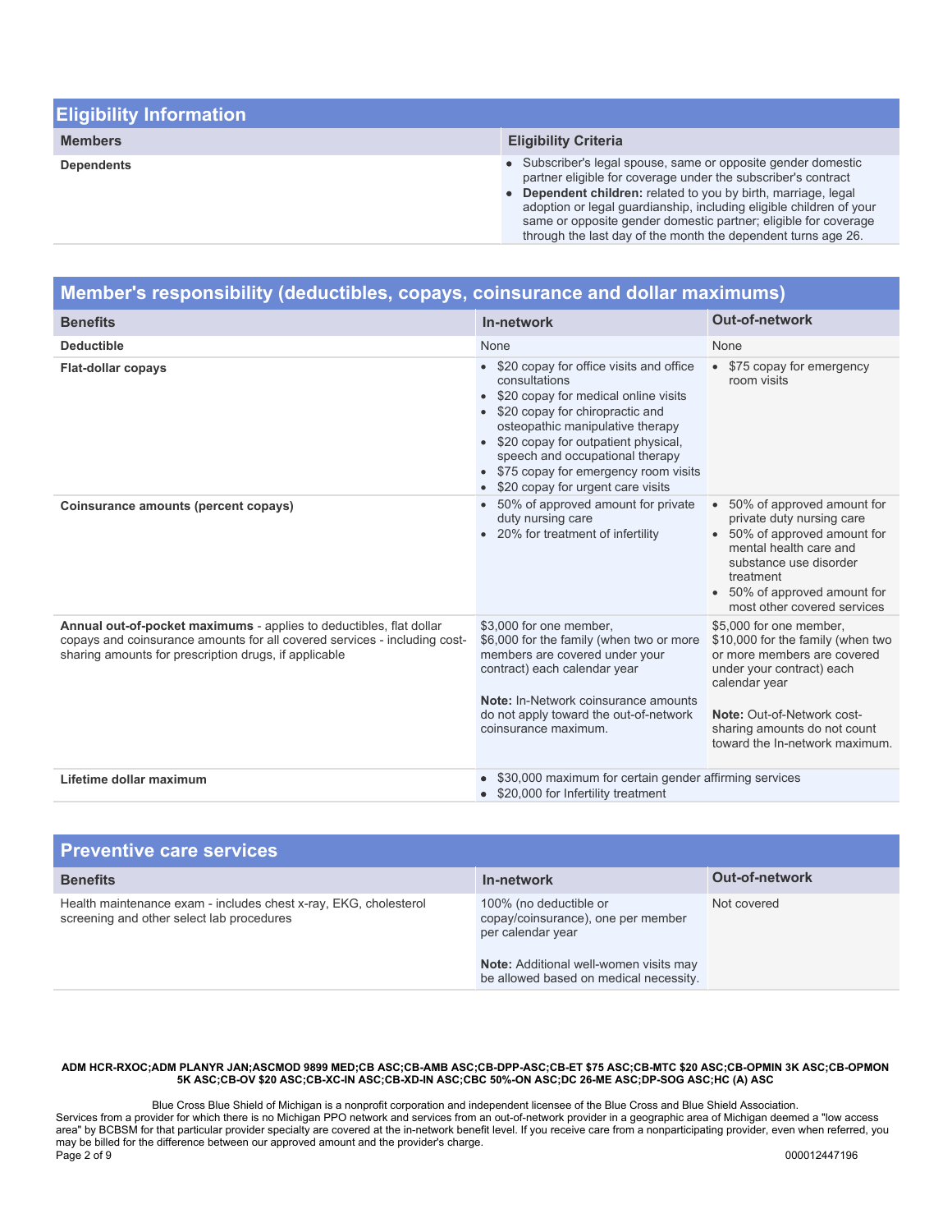## Eligibility Information

| Members | Eligibility Criteria |
|---|---|
| Dependents | • Subscriber's legal spouse, same or opposite gender domestic partner eligible for coverage under the subscriber's contract<br>• **Dependent children:** related to you by birth, marriage, legal adoption or legal guardianship, including eligible children of your same or opposite gender domestic partner; eligible for coverage through the last day of the month the dependent turns age 26. |

## Member's responsibility (deductibles, copays, coinsurance and dollar maximums)

| Benefits | In-network | Out-of-network |
|---|---|---|
| **Deductible** | None | None |
| **Flat-dollar copays** | • $20 copay for office visits and office consultations<br>• $20 copay for medical online visits<br>• $20 copay for chiropractic and osteopathic manipulative therapy<br>• $20 copay for outpatient physical, speech and occupational therapy<br>• $75 copay for emergency room visits<br>• $20 copay for urgent care visits | • $75 copay for emergency room visits |
| **Coinsurance amounts (percent copays)** | • 50% of approved amount for private duty nursing care<br>• 20% for treatment of infertility | • 50% of approved amount for private duty nursing care<br>• 50% of approved amount for mental health care and substance use disorder treatment<br>• 50% of approved amount for most other covered services |
| **Annual out-of-pocket maximums** - applies to deductibles, flat dollar copays and coinsurance amounts for all covered services - including cost-sharing amounts for prescription drugs, if applicable | $3,000 for one member, $6,000 for the family (when two or more members are covered under your contract) each calendar year<br><br>**Note:** In-Network coinsurance amounts do not apply toward the out-of-network coinsurance maximum. | $5,000 for one member, $10,000 for the family (when two or more members are covered under your contract) each calendar year<br><br>**Note:** Out-of-Network cost-sharing amounts do not count toward the In-network maximum. |
| **Lifetime dollar maximum** | • $30,000 maximum for certain gender affirming services<br>• $20,000 for Infertility treatment | |

## Preventive care services

| Benefits | In-network | Out-of-network |
|---|---|---|
| Health maintenance exam - includes chest x-ray, EKG, cholesterol screening and other select lab procedures | 100% (no deductible or copay/coinsurance), one per member per calendar year<br><br>**Note:** Additional well-women visits may be allowed based on medical necessity. | Not covered |

**ADM HCR-RXOC;ADM PLANYR JAN;ASCMOD 9899 MED;CB ASC;CB-AMB ASC;CB-DPP-ASC;CB-ET $75 ASC;CB-MTC $20 ASC;CB-OPMIN 3K ASC;CB-OPMON 5K ASC;CB-OV $20 ASC;CB-XC-IN ASC;CB-XD-IN ASC;CBC 50%-ON ASC;DC 26-ME ASC;DP-SOG ASC;HC (A) ASC**

Blue Cross Blue Shield of Michigan is a nonprofit corporation and independent licensee of the Blue Cross and Blue Shield Association.
Services from a provider for which there is no Michigan PPO network and services from an out-of-network provider in a geographic area of Michigan deemed a "low access area" by BCBSM for that particular provider specialty are covered at the in-network benefit level. If you receive care from a nonparticipating provider, even when referred, you may be billed for the difference between our approved amount and the provider's charge.

000012447196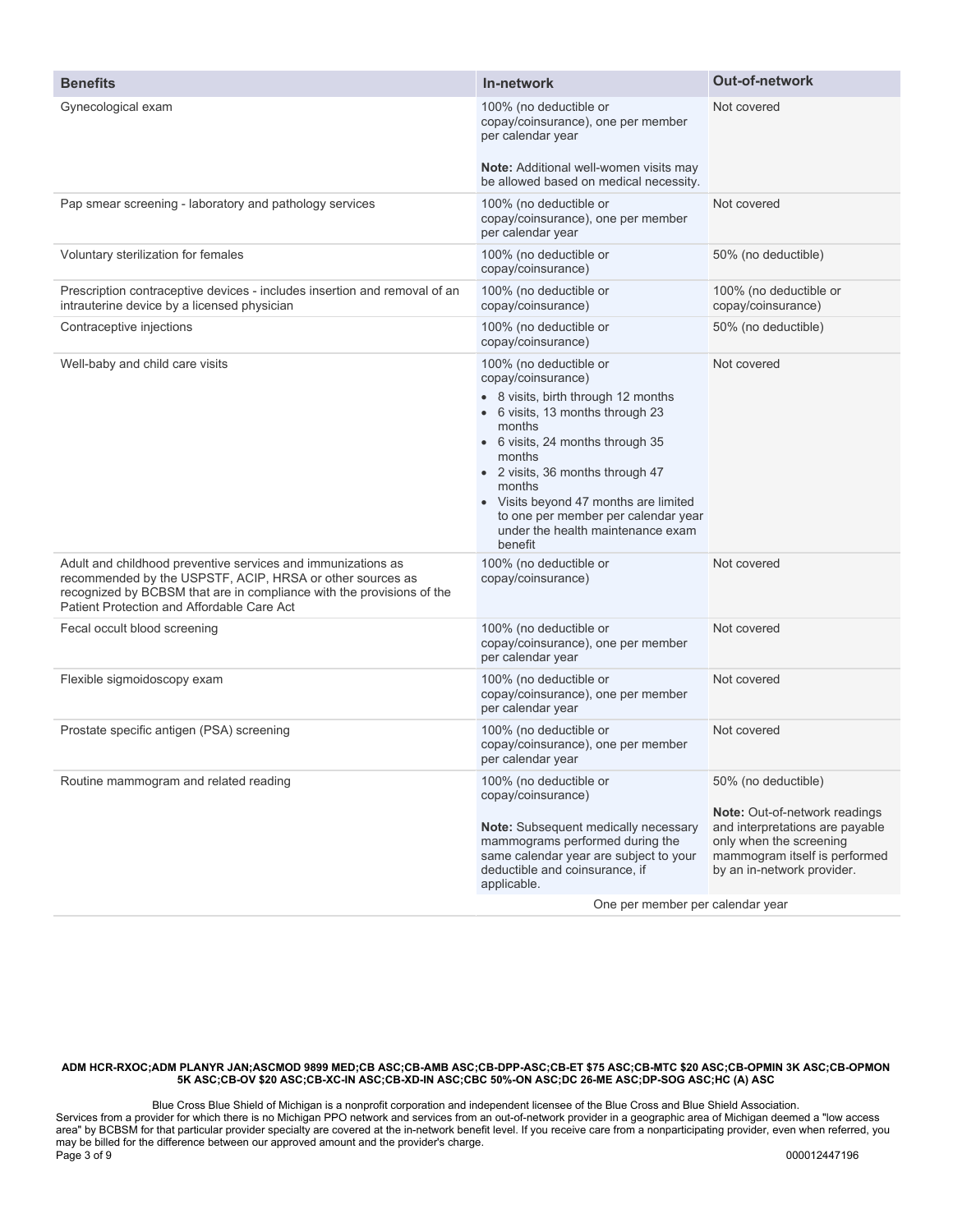| Benefits | In-network | Out-of-network |
| --- | --- | --- |
| Gynecological exam | 100% (no deductible or copay/coinsurance), one per member per calendar year<br><br>**Note:** Additional well-women visits may be allowed based on medical necessity. | Not covered |
| Pap smear screening - laboratory and pathology services | 100% (no deductible or copay/coinsurance), one per member per calendar year | Not covered |
| Voluntary sterilization for females | 100% (no deductible or copay/coinsurance) | 50% (no deductible) |
| Prescription contraceptive devices - includes insertion and removal of an intrauterine device by a licensed physician | 100% (no deductible or copay/coinsurance) | 100% (no deductible or copay/coinsurance) |
| Contraceptive injections | 100% (no deductible or copay/coinsurance) | 50% (no deductible) |
| Well-baby and child care visits | 100% (no deductible or copay/coinsurance)<br>• 8 visits, birth through 12 months<br>• 6 visits, 13 months through 23 months<br>• 6 visits, 24 months through 35 months<br>• 2 visits, 36 months through 47 months<br>• Visits beyond 47 months are limited to one per member per calendar year under the health maintenance exam benefit | Not covered |
| Adult and childhood preventive services and immunizations as recommended by the USPSTF, ACIP, HRSA or other sources as recognized by BCBSM that are in compliance with the provisions of the Patient Protection and Affordable Care Act | 100% (no deductible or copay/coinsurance) | Not covered |
| Fecal occult blood screening | 100% (no deductible or copay/coinsurance), one per member per calendar year | Not covered |
| Flexible sigmoidoscopy exam | 100% (no deductible or copay/coinsurance), one per member per calendar year | Not covered |
| Prostate specific antigen (PSA) screening | 100% (no deductible or copay/coinsurance), one per member per calendar year | Not covered |
| Routine mammogram and related reading | 100% (no deductible or copay/coinsurance)<br><br>**Note:** Subsequent medically necessary mammograms performed during the same calendar year are subject to your deductible and coinsurance, if applicable. | 50% (no deductible)<br><br>**Note:** Out-of-network readings and interpretations are payable only when the screening mammogram itself is performed by an in-network provider. |
| | One per member per calendar year | |

**ADM HCR-RXOC;ADM PLANYR JAN;ASCMOD 9899 MED;CB ASC;CB-AMB ASC;CB-DPP-ASC;CB-ET $75 ASC;CB-MTC $20 ASC;CB-OPMIN 3K ASC;CB-OPMON 5K ASC;CB-OV $20 ASC;CB-XC-IN ASC;CB-XD-IN ASC;CBC 50%-ON ASC;DC 26-ME ASC;DP-SOG ASC;HC (A) ASC**

Blue Cross Blue Shield of Michigan is a nonprofit corporation and independent licensee of the Blue Cross and Blue Shield Association.
Services from a provider for which there is no Michigan PPO network and services from an out-of-network provider in a geographic area of Michigan deemed a "low access area" by BCBSM for that particular provider specialty are covered at the in-network benefit level. If you receive care from a nonparticipating provider, even when referred, you may be billed for the difference between our approved amount and the provider's charge.

000012447196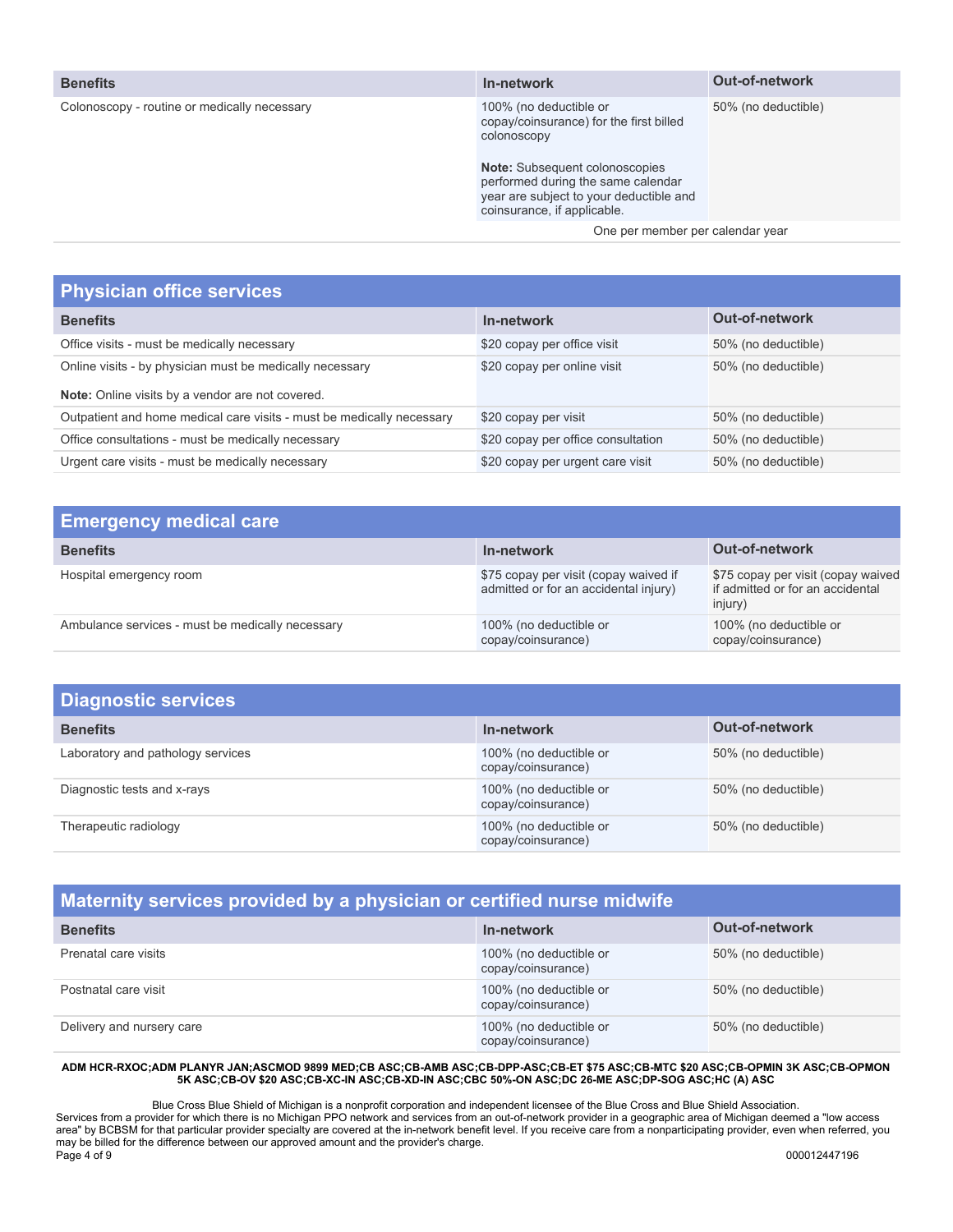| Benefits | In-network | Out-of-network |
|---|---|---|
| Colonoscopy - routine or medically necessary | 100% (no deductible or copay/coinsurance) for the first billed colonoscopy<br><br>**Note:** Subsequent colonoscopies performed during the same calendar year are subject to your deductible and coinsurance, if applicable. | 50% (no deductible) |
| | One per member per calendar year | |

## Physician office services

| Benefits | In-network | Out-of-network |
|---|---|---|
| Office visits - must be medically necessary | $20 copay per office visit | 50% (no deductible) |
| Online visits - by physician must be medically necessary<br><br>**Note:** Online visits by a vendor are not covered. | $20 copay per online visit | 50% (no deductible) |
| Outpatient and home medical care visits - must be medically necessary | $20 copay per visit | 50% (no deductible) |
| Office consultations - must be medically necessary | $20 copay per office consultation | 50% (no deductible) |
| Urgent care visits - must be medically necessary | $20 copay per urgent care visit | 50% (no deductible) |

## Emergency medical care

| Benefits | In-network | Out-of-network |
|---|---|---|
| Hospital emergency room | $75 copay per visit (copay waived if admitted or for an accidental injury) | $75 copay per visit (copay waived if admitted or for an accidental injury) |
| Ambulance services - must be medically necessary | 100% (no deductible or copay/coinsurance) | 100% (no deductible or copay/coinsurance) |

## Diagnostic services

| Benefits | In-network | Out-of-network |
|---|---|---|
| Laboratory and pathology services | 100% (no deductible or copay/coinsurance) | 50% (no deductible) |
| Diagnostic tests and x-rays | 100% (no deductible or copay/coinsurance) | 50% (no deductible) |
| Therapeutic radiology | 100% (no deductible or copay/coinsurance) | 50% (no deductible) |

## Maternity services provided by a physician or certified nurse midwife

| Benefits | In-network | Out-of-network |
|---|---|---|
| Prenatal care visits | 100% (no deductible or copay/coinsurance) | 50% (no deductible) |
| Postnatal care visit | 100% (no deductible or copay/coinsurance) | 50% (no deductible) |
| Delivery and nursery care | 100% (no deductible or copay/coinsurance) | 50% (no deductible) |

**ADM HCR-RXOC;ADM PLANYR JAN;ASCMOD 9899 MED;CB ASC;CB-AMB ASC;CB-DPP-ASC;CB-ET $75 ASC;CB-MTC $20 ASC;CB-OPMIN 3K ASC;CB-OPMON 5K ASC;CB-OV $20 ASC;CB-XC-IN ASC;CB-XD-IN ASC;CBC 50%-ON ASC;DC 26-ME ASC;DP-SOG ASC;HC (A) ASC**

Blue Cross Blue Shield of Michigan is a nonprofit corporation and independent licensee of the Blue Cross and Blue Shield Association.
Services from a provider for which there is no Michigan PPO network and services from an out-of-network provider in a geographic area of Michigan deemed a "low access area" by BCBSM for that particular provider specialty are covered at the in-network benefit level. If you receive care from a nonparticipating provider, even when referred, you may be billed for the difference between our approved amount and the provider's charge.

000012447196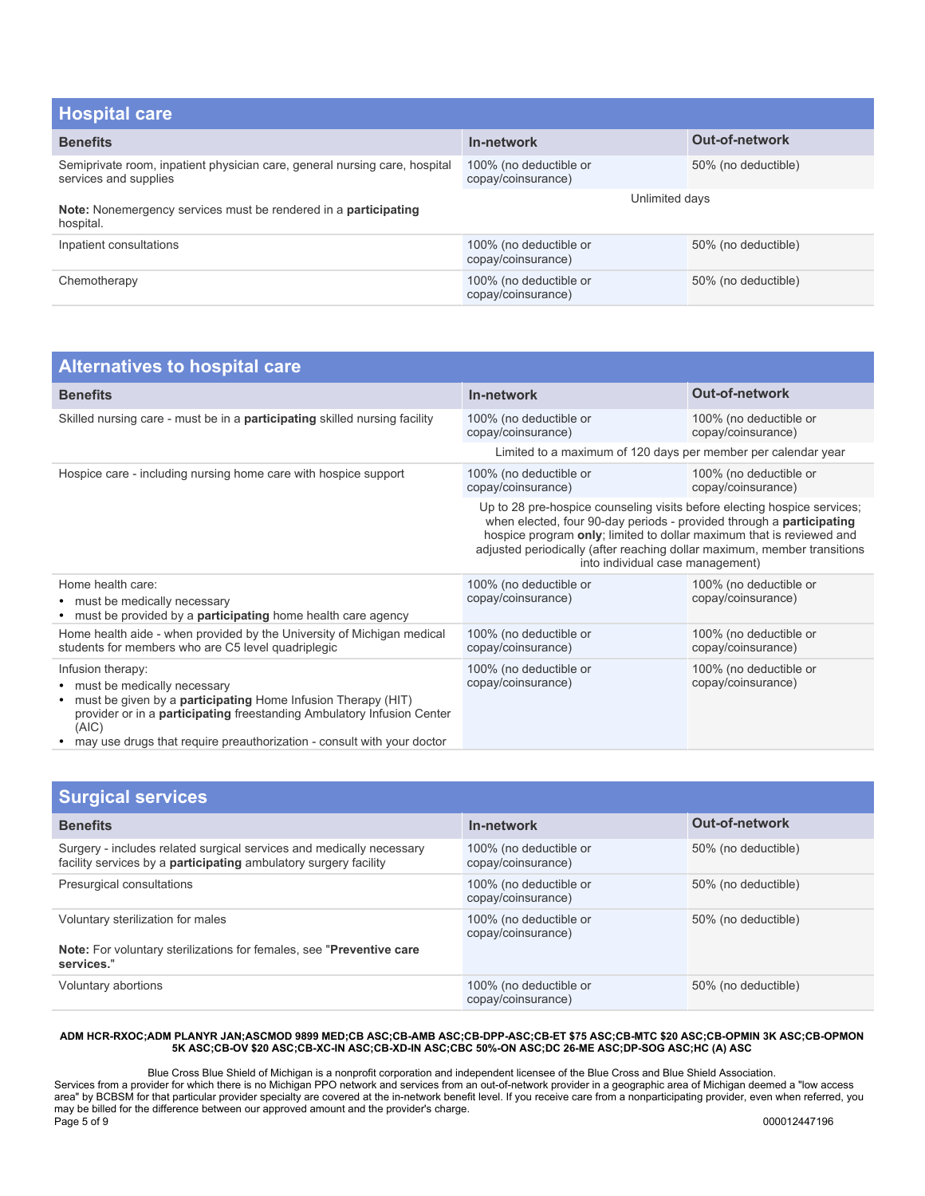## Hospital care

| Benefits | In-network | Out-of-network |
|---|---|---|
| Semiprivate room, inpatient physician care, general nursing care, hospital services and supplies<br><br>**Note:** Nonemergency services must be rendered in a **participating** hospital. | 100% (no deductible or copay/coinsurance) | 50% (no deductible) |
| | Unlimited days | |
| Inpatient consultations | 100% (no deductible or copay/coinsurance) | 50% (no deductible) |
| Chemotherapy | 100% (no deductible or copay/coinsurance) | 50% (no deductible) |

## Alternatives to hospital care

| Benefits | In-network | Out-of-network |
|---|---|---|
| Skilled nursing care - must be in a **participating** skilled nursing facility | 100% (no deductible or copay/coinsurance) | 100% (no deductible or copay/coinsurance) |
| | Limited to a maximum of 120 days per member per calendar year | |
| Hospice care - including nursing home care with hospice support | 100% (no deductible or copay/coinsurance) | 100% (no deductible or copay/coinsurance) |
| | Up to 28 pre-hospice counseling visits before electing hospice services; when elected, four 90-day periods - provided through a **participating** hospice program **only**; limited to dollar maximum that is reviewed and adjusted periodically (after reaching dollar maximum, member transitions into individual case management) | |
| Home health care:<br>• must be medically necessary<br>• must be provided by a **participating** home health care agency | 100% (no deductible or copay/coinsurance) | 100% (no deductible or copay/coinsurance) |
| Home health aide - when provided by the University of Michigan medical students for members who are C5 level quadriplegic | 100% (no deductible or copay/coinsurance) | 100% (no deductible or copay/coinsurance) |
| Infusion therapy:<br>• must be medically necessary<br>• must be given by a **participating** Home Infusion Therapy (HIT) provider or in a **participating** freestanding Ambulatory Infusion Center (AIC)<br>• may use drugs that require preauthorization - consult with your doctor | 100% (no deductible or copay/coinsurance) | 100% (no deductible or copay/coinsurance) |

## Surgical services

| Benefits | In-network | Out-of-network |
|---|---|---|
| Surgery - includes related surgical services and medically necessary facility services by a **participating** ambulatory surgery facility | 100% (no deductible or copay/coinsurance) | 50% (no deductible) |
| Presurgical consultations | 100% (no deductible or copay/coinsurance) | 50% (no deductible) |
| Voluntary sterilization for males<br><br>**Note:** For voluntary sterilizations for females, see "**Preventive care services.**" | 100% (no deductible or copay/coinsurance) | 50% (no deductible) |
| Voluntary abortions | 100% (no deductible or copay/coinsurance) | 50% (no deductible) |

**ADM HCR-RXOC;ADM PLANYR JAN;ASCMOD 9899 MED;CB ASC;CB-AMB ASC;CB-DPP-ASC;CB-ET $75 ASC;CB-MTC $20 ASC;CB-OPMIN 3K ASC;CB-OPMON 5K ASC;CB-OV $20 ASC;CB-XC-IN ASC;CB-XD-IN ASC;CBC 50%-ON ASC;DC 26-ME ASC;DP-SOG ASC;HC (A) ASC**

Blue Cross Blue Shield of Michigan is a nonprofit corporation and independent licensee of the Blue Cross and Blue Shield Association.
Services from a provider for which there is no Michigan PPO network and services from an out-of-network provider in a geographic area of Michigan deemed a "low access area" by BCBSM for that particular provider specialty are covered at the in-network benefit level. If you receive care from a nonparticipating provider, even when referred, you may be billed for the difference between our approved amount and the provider's charge.

000012447196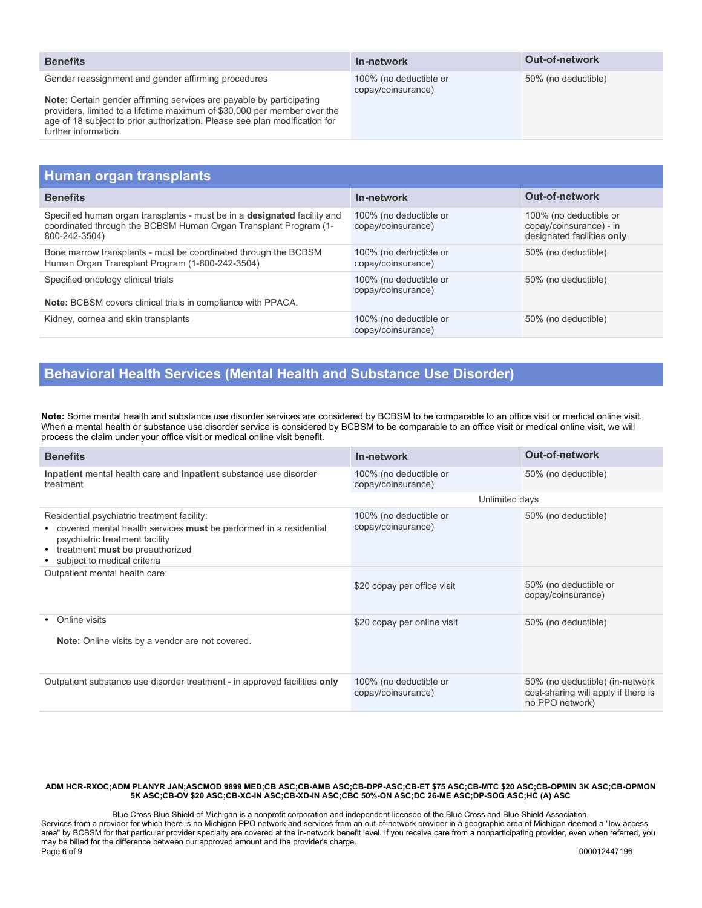| Benefits | In-network | Out-of-network |
|---|---|---|
| Gender reassignment and gender affirming procedures<br><br>**Note:** Certain gender affirming services are payable by participating providers, limited to a lifetime maximum of $30,000 per member over the age of 18 subject to prior authorization. Please see plan modification for further information. | 100% (no deductible or copay/coinsurance) | 50% (no deductible) |

## Human organ transplants

| Benefits | In-network | Out-of-network |
|---|---|---|
| Specified human organ transplants - must be in a **designated** facility and coordinated through the BCBSM Human Organ Transplant Program (1-800-242-3504) | 100% (no deductible or copay/coinsurance) | 100% (no deductible or copay/coinsurance) - in designated facilities **only** |
| Bone marrow transplants - must be coordinated through the BCBSM Human Organ Transplant Program (1-800-242-3504) | 100% (no deductible or copay/coinsurance) | 50% (no deductible) |
| Specified oncology clinical trials<br><br>**Note:** BCBSM covers clinical trials in compliance with PPACA. | 100% (no deductible or copay/coinsurance) | 50% (no deductible) |
| Kidney, cornea and skin transplants | 100% (no deductible or copay/coinsurance) | 50% (no deductible) |

## Behavioral Health Services (Mental Health and Substance Use Disorder)

**Note:** Some mental health and substance use disorder services are considered by BCBSM to be comparable to an office visit or medical online visit. When a mental health or substance use disorder service is considered by BCBSM to be comparable to an office visit or medical online visit, we will process the claim under your office visit or medical online visit benefit.

| Benefits | In-network | Out-of-network |
|---|---|---|
| **Inpatient** mental health care and **inpatient** substance use disorder treatment | 100% (no deductible or copay/coinsurance) | 50% (no deductible) |
| | Unlimited days | |
| Residential psychiatric treatment facility:<br>• covered mental health services **must** be performed in a residential psychiatric treatment facility<br>• treatment **must** be preauthorized<br>• subject to medical criteria | 100% (no deductible or copay/coinsurance) | 50% (no deductible) |
| Outpatient mental health care: | $20 copay per office visit | 50% (no deductible or copay/coinsurance) |
| • Online visits<br><br>**Note:** Online visits by a vendor are not covered. | $20 copay per online visit | 50% (no deductible) |
| Outpatient substance use disorder treatment - in approved facilities **only** | 100% (no deductible or copay/coinsurance) | 50% (no deductible) (in-network cost-sharing will apply if there is no PPO network) |

**ADM HCR-RXOC;ADM PLANYR JAN;ASCMOD 9899 MED;CB ASC;CB-AMB ASC;CB-DPP-ASC;CB-ET $75 ASC;CB-MTC $20 ASC;CB-OPMIN 3K ASC;CB-OPMON 5K ASC;CB-OV $20 ASC;CB-XC-IN ASC;CB-XD-IN ASC;CBC 50%-ON ASC;DC 26-ME ASC;DP-SOG ASC;HC (A) ASC**

Blue Cross Blue Shield of Michigan is a nonprofit corporation and independent licensee of the Blue Cross and Blue Shield Association.
Services from a provider for which there is no Michigan PPO network and services from an out-of-network provider in a geographic area of Michigan deemed a "low access area" by BCBSM for that particular provider specialty are covered at the in-network benefit level. If you receive care from a nonparticipating provider, even when referred, you may be billed for the difference between our approved amount and the provider's charge.

000012447196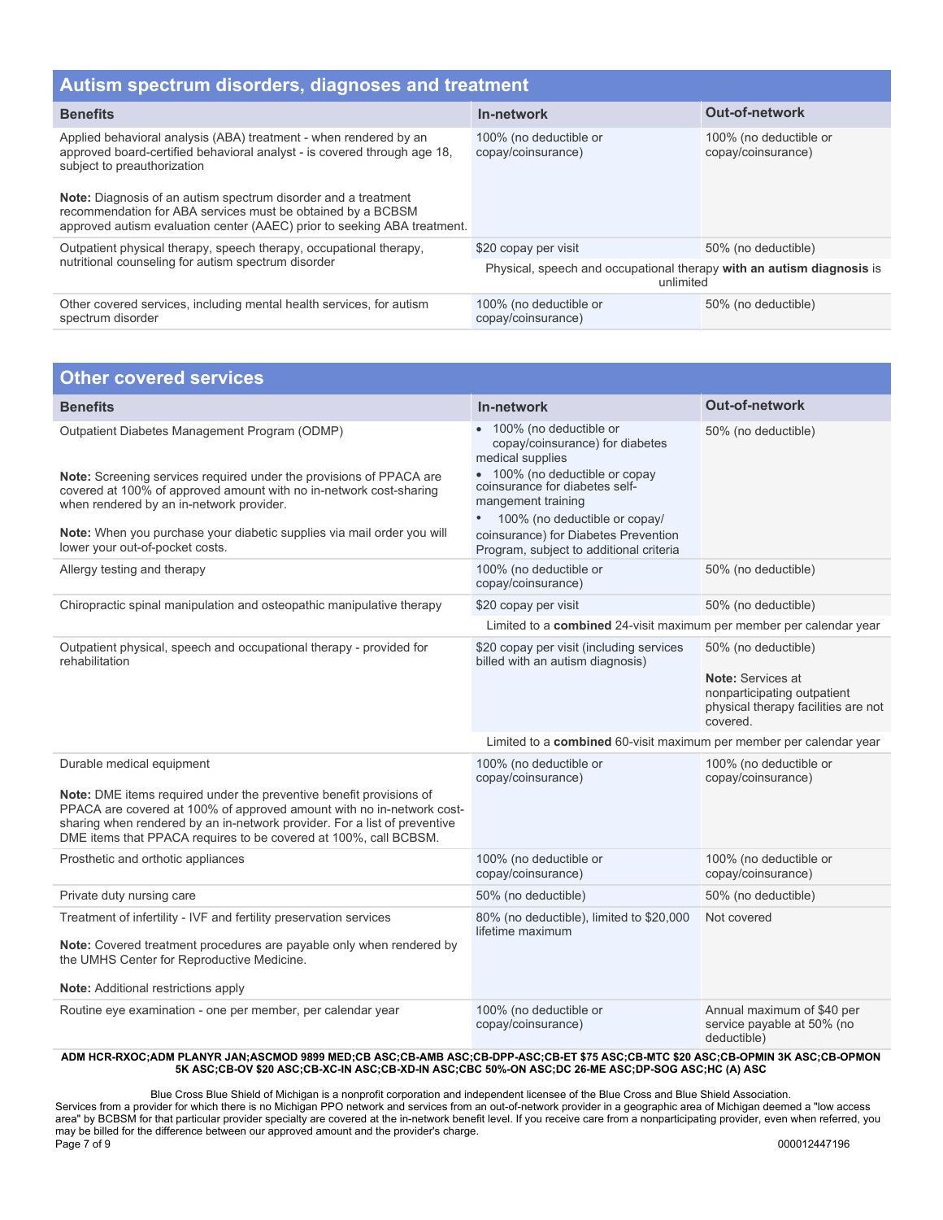## Autism spectrum disorders, diagnoses and treatment

| Benefits | In-network | Out-of-network |
|---|---|---|
| Applied behavioral analysis (ABA) treatment - when rendered by an approved board-certified behavioral analyst - is covered through age 18, subject to preauthorization<br><br>**Note:** Diagnosis of an autism spectrum disorder and a treatment recommendation for ABA services must be obtained by a BCBSM approved autism evaluation center (AAEC) prior to seeking ABA treatment. | 100% (no deductible or copay/coinsurance) | 100% (no deductible or copay/coinsurance) |
| Outpatient physical therapy, speech therapy, occupational therapy, nutritional counseling for autism spectrum disorder | $20 copay per visit | 50% (no deductible) |
| | Physical, speech and occupational therapy **with an autism diagnosis** is unlimited | |
| Other covered services, including mental health services, for autism spectrum disorder | 100% (no deductible or copay/coinsurance) | 50% (no deductible) |

## Other covered services

| Benefits | In-network | Out-of-network |
|---|---|---|
| Outpatient Diabetes Management Program (ODMP)<br><br>**Note:** Screening services required under the provisions of PPACA are covered at 100% of approved amount with no in-network cost-sharing when rendered by an in-network provider.<br><br>**Note:** When you purchase your diabetic supplies via mail order you will lower your out-of-pocket costs. | • 100% (no deductible or copay/coinsurance) for diabetes medical supplies<br>• 100% (no deductible or copay coinsurance for diabetes self-mangement training<br>• 100% (no deductible or copay/ coinsurance) for Diabetes Prevention Program, subject to additional criteria | 50% (no deductible) |
| Allergy testing and therapy | 100% (no deductible or copay/coinsurance) | 50% (no deductible) |
| Chiropractic spinal manipulation and osteopathic manipulative therapy | $20 copay per visit | 50% (no deductible) |
| | Limited to a **combined** 24-visit maximum per member per calendar year | |
| Outpatient physical, speech and occupational therapy - provided for rehabilitation | $20 copay per visit (including services billed with an autism diagnosis) | 50% (no deductible)<br><br>**Note:** Services at nonparticipating outpatient physical therapy facilities are not covered. |
| | Limited to a **combined** 60-visit maximum per member per calendar year | |
| Durable medical equipment<br><br>**Note:** DME items required under the preventive benefit provisions of PPACA are covered at 100% of approved amount with no in-network cost-sharing when rendered by an in-network provider. For a list of preventive DME items that PPACA requires to be covered at 100%, call BCBSM. | 100% (no deductible or copay/coinsurance) | 100% (no deductible or copay/coinsurance) |
| Prosthetic and orthotic appliances | 100% (no deductible or copay/coinsurance) | 100% (no deductible or copay/coinsurance) |
| Private duty nursing care | 50% (no deductible) | 50% (no deductible) |
| Treatment of infertility - IVF and fertility preservation services<br><br>**Note:** Covered treatment procedures are payable only when rendered by the UMHS Center for Reproductive Medicine.<br><br>**Note:** Additional restrictions apply | 80% (no deductible), limited to $20,000 lifetime maximum | Not covered |
| Routine eye examination - one per member, per calendar year | 100% (no deductible or copay/coinsurance) | Annual maximum of $40 per service payable at 50% (no deductible) |

**ADM HCR-RXOC;ADM PLANYR JAN;ASCMOD 9899 MED;CB ASC;CB-AMB ASC;CB-DPP-ASC;CB-ET $75 ASC;CB-MTC $20 ASC;CB-OPMIN 3K ASC;CB-OPMON 5K ASC;CB-OV $20 ASC;CB-XC-IN ASC;CB-XD-IN ASC;CBC 50%-ON ASC;DC 26-ME ASC;DP-SOG ASC;HC (A) ASC**

Blue Cross Blue Shield of Michigan is a nonprofit corporation and independent licensee of the Blue Cross and Blue Shield Association.
Services from a provider for which there is no Michigan PPO network and services from an out-of-network provider in a geographic area of Michigan deemed a "low access area" by BCBSM for that particular provider specialty are covered at the in-network benefit level. If you receive care from a nonparticipating provider, even when referred, you may be billed for the difference between our approved amount and the provider's charge.

000012447196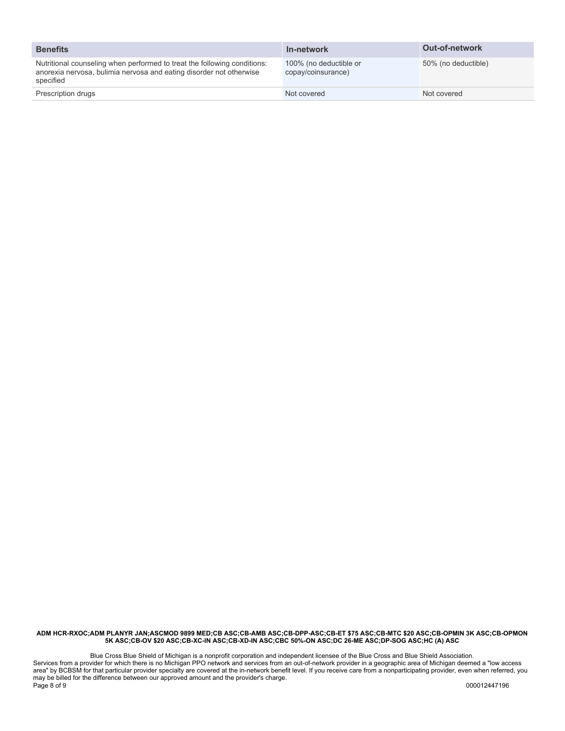| Benefits | In-network | Out-of-network |
| --- | --- | --- |
| Nutritional counseling when performed to treat the following conditions: anorexia nervosa, bulimia nervosa and eating disorder not otherwise specified | 100% (no deductible or copay/coinsurance) | 50% (no deductible) |
| Prescription drugs | Not covered | Not covered |

**ADM HCR-RXOC;ADM PLANYR JAN;ASCMOD 9899 MED;CB ASC;CB-AMB ASC;CB-DPP-ASC;CB-ET $75 ASC;CB-MTC $20 ASC;CB-OPMIN 3K ASC;CB-OPMON 5K ASC;CB-OV $20 ASC;CB-XC-IN ASC;CB-XD-IN ASC;CBC 50%-ON ASC;DC 26-ME ASC;DP-SOG ASC;HC (A) ASC**

Blue Cross Blue Shield of Michigan is a nonprofit corporation and independent licensee of the Blue Cross and Blue Shield Association.
Services from a provider for which there is no Michigan PPO network and services from an out-of-network provider in a geographic area of Michigan deemed a "low access area" by BCBSM for that particular provider specialty are covered at the in-network benefit level. If you receive care from a nonparticipating provider, even when referred, you may be billed for the difference between our approved amount and the provider's charge.

000012447196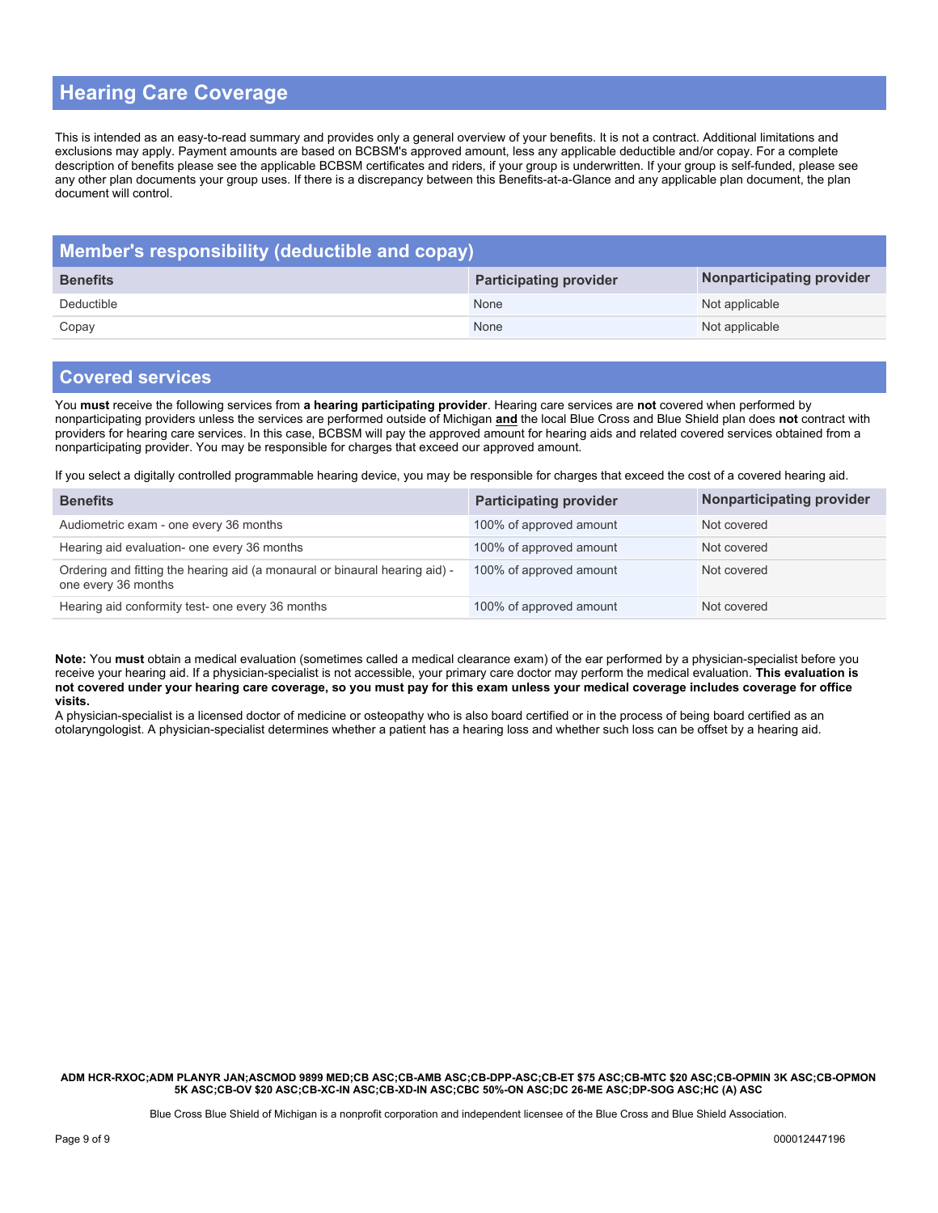# Hearing Care Coverage

This is intended as an easy-to-read summary and provides only a general overview of your benefits. It is not a contract. Additional limitations and exclusions may apply. Payment amounts are based on BCBSM's approved amount, less any applicable deductible and/or copay. For a complete description of benefits please see the applicable BCBSM certificates and riders, if your group is underwritten. If your group is self-funded, please see any other plan documents your group uses. If there is a discrepancy between this Benefits-at-a-Glance and any applicable plan document, the plan document will control.

## Member's responsibility (deductible and copay)

| Benefits | Participating provider | Nonparticipating provider |
|---|---|---|
| Deductible | None | Not applicable |
| Copay | None | Not applicable |

## Covered services

You **must** receive the following services from **a hearing participating provider**. Hearing care services are **not** covered when performed by nonparticipating providers unless the services are performed outside of Michigan **and** the local Blue Cross and Blue Shield plan does **not** contract with providers for hearing care services. In this case, BCBSM will pay the approved amount for hearing aids and related covered services obtained from a nonparticipating provider. You may be responsible for charges that exceed our approved amount.

If you select a digitally controlled programmable hearing device, you may be responsible for charges that exceed the cost of a covered hearing aid.

| Benefits | Participating provider | Nonparticipating provider |
|---|---|---|
| Audiometric exam - one every 36 months | 100% of approved amount | Not covered |
| Hearing aid evaluation- one every 36 months | 100% of approved amount | Not covered |
| Ordering and fitting the hearing aid (a monaural or binaural hearing aid) - one every 36 months | 100% of approved amount | Not covered |
| Hearing aid conformity test- one every 36 months | 100% of approved amount | Not covered |

**Note:** You **must** obtain a medical evaluation (sometimes called a medical clearance exam) of the ear performed by a physician-specialist before you receive your hearing aid. If a physician-specialist is not accessible, your primary care doctor may perform the medical evaluation. **This evaluation is not covered under your hearing care coverage, so you must pay for this exam unless your medical coverage includes coverage for office visits.**

A physician-specialist is a licensed doctor of medicine or osteopathy who is also board certified or in the process of being board certified as an otolaryngologist. A physician-specialist determines whether a patient has a hearing loss and whether such loss can be offset by a hearing aid.

**ADM HCR-RXOC;ADM PLANYR JAN;ASCMOD 9899 MED;CB ASC;CB-AMB ASC;CB-DPP-ASC;CB-ET $75 ASC;CB-MTC $20 ASC;CB-OPMIN 3K ASC;CB-OPMON 5K ASC;CB-OV $20 ASC;CB-XC-IN ASC;CB-XD-IN ASC;CBC 50%-ON ASC;DC 26-ME ASC;DP-SOG ASC;HC (A) ASC**

Blue Cross Blue Shield of Michigan is a nonprofit corporation and independent licensee of the Blue Cross and Blue Shield Association.

000012447196